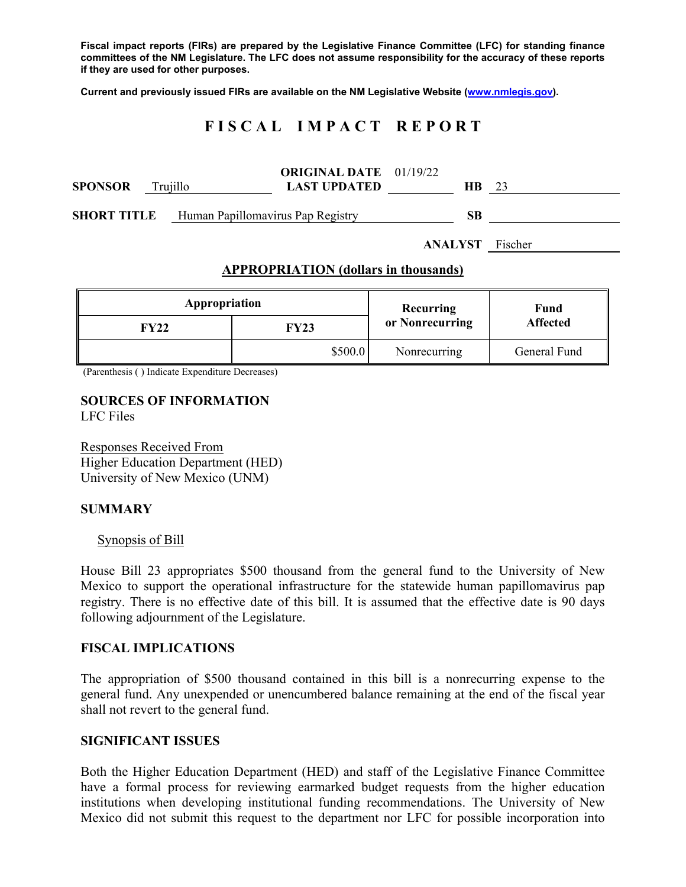**Fiscal impact reports (FIRs) are prepared by the Legislative Finance Committee (LFC) for standing finance committees of the NM Legislature. The LFC does not assume responsibility for the accuracy of these reports if they are used for other purposes.**

**Current and previously issued FIRs are available on the NM Legislative Website (www.nmlegis.gov).**

# F I S C A L   I M P A C T   R E P O R T

**SPONSOR** Trujillo　　**ORIGINAL DATE** 01/19/22　**LAST UPDATED** 　　**HB** 23

**SHORT TITLE** Human Papillomavirus Pap Registry　　**SB** 

**ANALYST** Fischer

## APPROPRIATION (dollars in thousands)

| Appropriation | | Recurring or Nonrecurring | Fund Affected |
|---|---|---|---|
| **FY22** | **FY23** | | |
| | $500.0 | Nonrecurring | General Fund |

(Parenthesis ( ) Indicate Expenditure Decreases)

**SOURCES OF INFORMATION**
LFC Files

Responses Received From
Higher Education Department (HED)
University of New Mexico (UNM)

**SUMMARY**

Synopsis of Bill

House Bill 23 appropriates $500 thousand from the general fund to the University of New Mexico to support the operational infrastructure for the statewide human papillomavirus pap registry. There is no effective date of this bill. It is assumed that the effective date is 90 days following adjournment of the Legislature.

**FISCAL IMPLICATIONS**

The appropriation of $500 thousand contained in this bill is a nonrecurring expense to the general fund. Any unexpended or unencumbered balance remaining at the end of the fiscal year shall not revert to the general fund.

**SIGNIFICANT ISSUES**

Both the Higher Education Department (HED) and staff of the Legislative Finance Committee have a formal process for reviewing earmarked budget requests from the higher education institutions when developing institutional funding recommendations. The University of New Mexico did not submit this request to the department nor LFC for possible incorporation into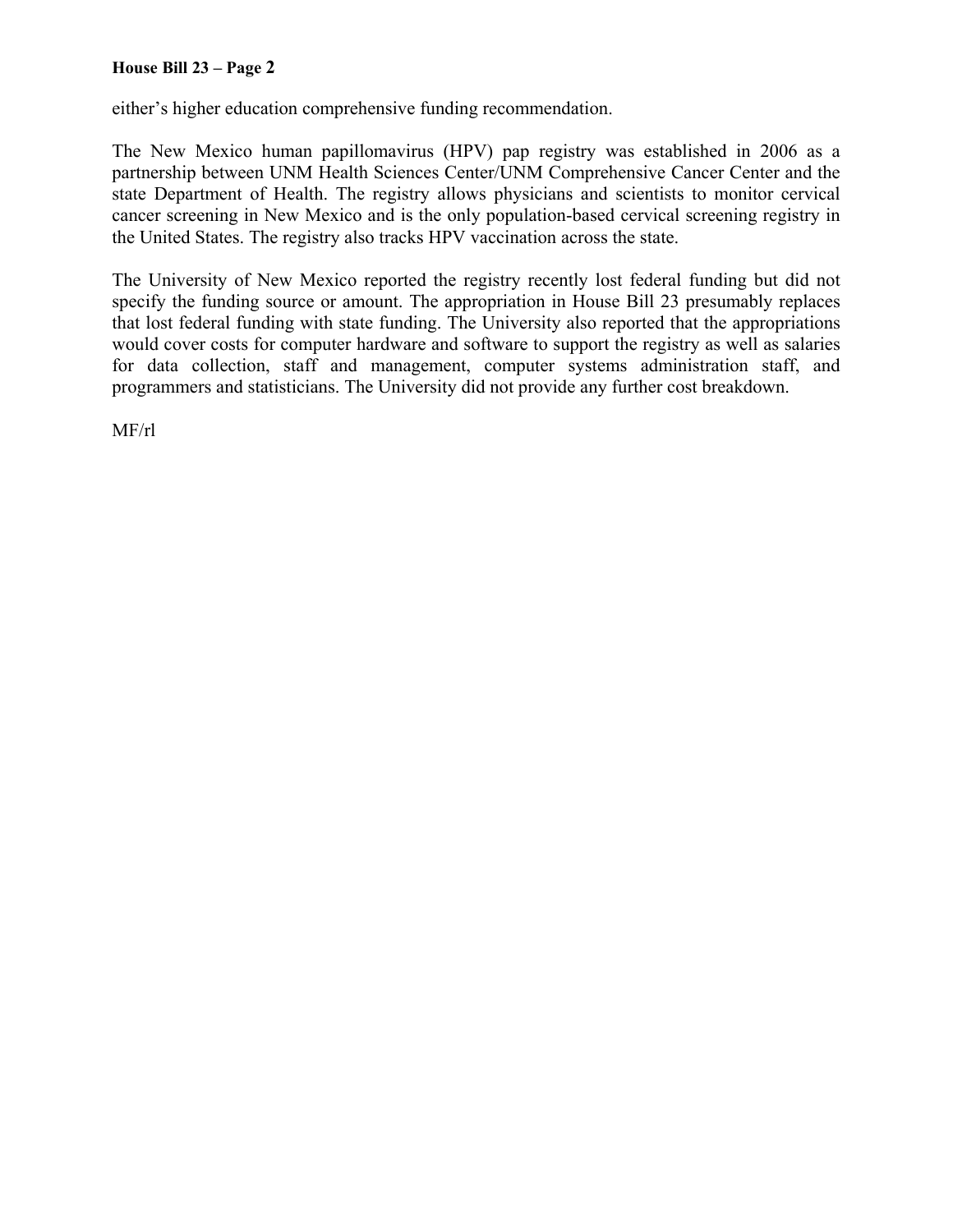either's higher education comprehensive funding recommendation.

The New Mexico human papillomavirus (HPV) pap registry was established in 2006 as a partnership between UNM Health Sciences Center/UNM Comprehensive Cancer Center and the state Department of Health. The registry allows physicians and scientists to monitor cervical cancer screening in New Mexico and is the only population-based cervical screening registry in the United States. The registry also tracks HPV vaccination across the state.

The University of New Mexico reported the registry recently lost federal funding but did not specify the funding source or amount. The appropriation in House Bill 23 presumably replaces that lost federal funding with state funding. The University also reported that the appropriations would cover costs for computer hardware and software to support the registry as well as salaries for data collection, staff and management, computer systems administration staff, and programmers and statisticians. The University did not provide any further cost breakdown.

MF/rl